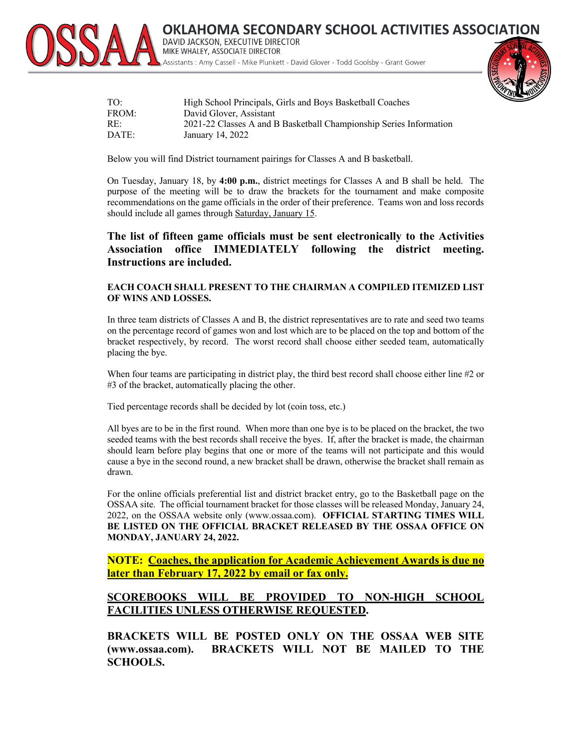# OKLAHOMA SECONDARY SCHOOL ACTIVITIES ASSOCIATION

DAVID JACKSON, EXECUTIVE DIRECTOR
MIKE WHALEY, ASSOCIATE DIRECTOR
Assistants : Amy Cassell - Mike Plunkett - David Glover - Todd Goolsby - Grant Gower

| | |
|---|---|
| TO: | High School Principals, Girls and Boys Basketball Coaches |
| FROM: | David Glover, Assistant |
| RE: | 2021-22 Classes A and B Basketball Championship Series Information |
| DATE: | January 14, 2022 |

Below you will find District tournament pairings for Classes A and B basketball.

On Tuesday, January 18, by **4:00 p.m.**, district meetings for Classes A and B shall be held. The purpose of the meeting will be to draw the brackets for the tournament and make composite recommendations on the game officials in the order of their preference. Teams won and loss records should include all games through Saturday, January 15.

**The list of fifteen game officials must be sent electronically to the Activities Association office IMMEDIATELY following the district meeting. Instructions are included.**

**EACH COACH SHALL PRESENT TO THE CHAIRMAN A COMPILED ITEMIZED LIST OF WINS AND LOSSES.**

In three team districts of Classes A and B, the district representatives are to rate and seed two teams on the percentage record of games won and lost which are to be placed on the top and bottom of the bracket respectively, by record. The worst record shall choose either seeded team, automatically placing the bye.

When four teams are participating in district play, the third best record shall choose either line #2 or #3 of the bracket, automatically placing the other.

Tied percentage records shall be decided by lot (coin toss, etc.)

All byes are to be in the first round. When more than one bye is to be placed on the bracket, the two seeded teams with the best records shall receive the byes. If, after the bracket is made, the chairman should learn before play begins that one or more of the teams will not participate and this would cause a bye in the second round, a new bracket shall be drawn, otherwise the bracket shall remain as drawn.

For the online officials preferential list and district bracket entry, go to the Basketball page on the OSSAA site. The official tournament bracket for those classes will be released Monday, January 24, 2022, on the OSSAA website only (www.ossaa.com). **OFFICIAL STARTING TIMES WILL BE LISTED ON THE OFFICIAL BRACKET RELEASED BY THE OSSAA OFFICE ON MONDAY, JANUARY 24, 2022.**

**NOTE: Coaches, the application for Academic Achievement Awards is due no later than February 17, 2022 by email or fax only.**

**SCOREBOOKS WILL BE PROVIDED TO NON-HIGH SCHOOL FACILITIES UNLESS OTHERWISE REQUESTED.**

**BRACKETS WILL BE POSTED ONLY ON THE OSSAA WEB SITE (www.ossaa.com). BRACKETS WILL NOT BE MAILED TO THE SCHOOLS.**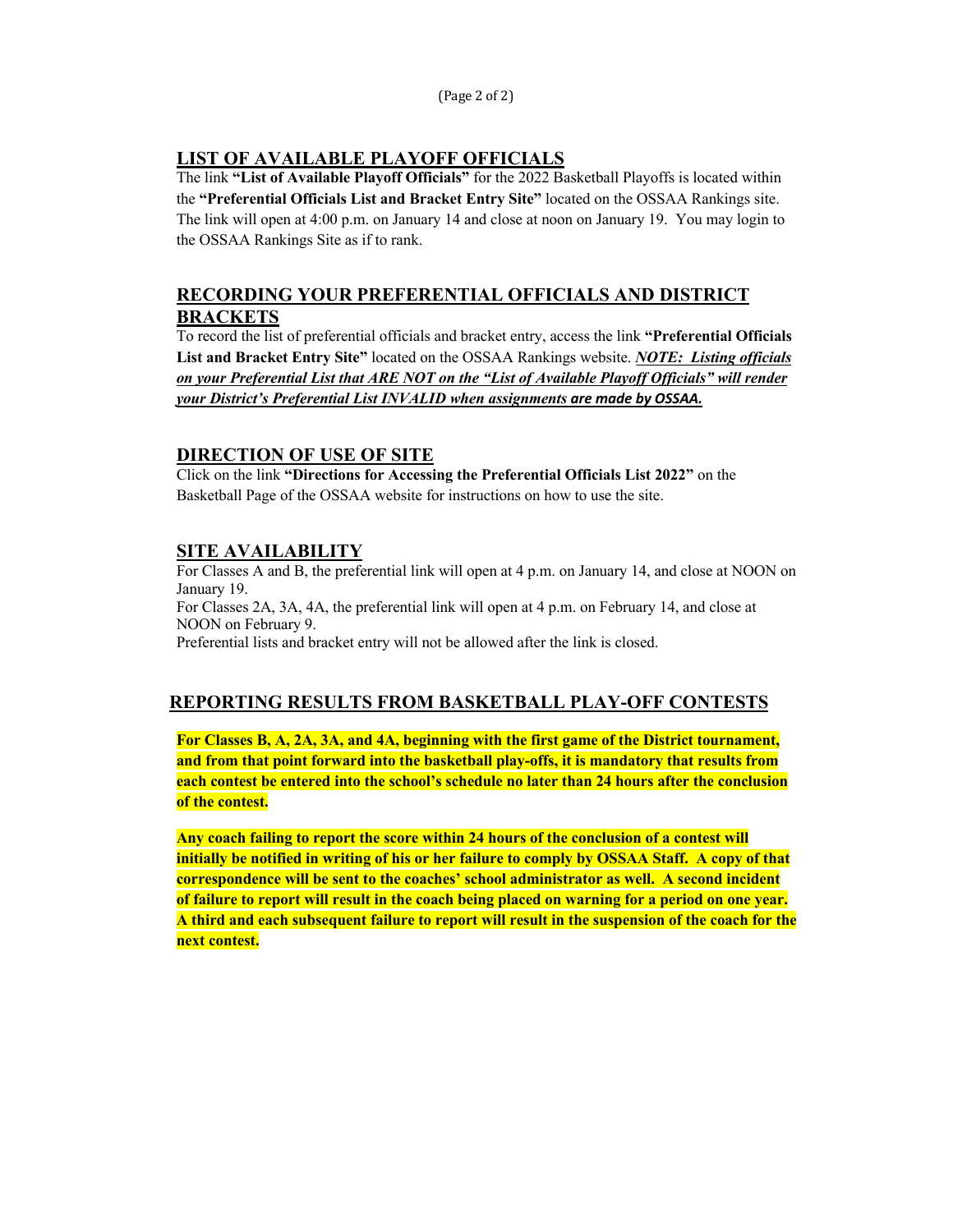## LIST OF AVAILABLE PLAYOFF OFFICIALS

The link **"List of Available Playoff Officials"** for the 2022 Basketball Playoffs is located within the **"Preferential Officials List and Bracket Entry Site"** located on the OSSAA Rankings site. The link will open at 4:00 p.m. on January 14 and close at noon on January 19. You may login to the OSSAA Rankings Site as if to rank.

## RECORDING YOUR PREFERENTIAL OFFICIALS AND DISTRICT BRACKETS

To record the list of preferential officials and bracket entry, access the link **"Preferential Officials List and Bracket Entry Site"** located on the OSSAA Rankings website. ***NOTE: Listing officials on your Preferential List that ARE NOT on the "List of Available Playoff Officials" will render your District's Preferential List INVALID when assignments are made by OSSAA.***

## DIRECTION OF USE OF SITE

Click on the link **"Directions for Accessing the Preferential Officials List 2022"** on the Basketball Page of the OSSAA website for instructions on how to use the site.

## SITE AVAILABILITY

For Classes A and B, the preferential link will open at 4 p.m. on January 14, and close at NOON on January 19.

For Classes 2A, 3A, 4A, the preferential link will open at 4 p.m. on February 14, and close at NOON on February 9.

Preferential lists and bracket entry will not be allowed after the link is closed.

## REPORTING RESULTS FROM BASKETBALL PLAY-OFF CONTESTS

**For Classes B, A, 2A, 3A, and 4A, beginning with the first game of the District tournament, and from that point forward into the basketball play-offs, it is mandatory that results from each contest be entered into the school's schedule no later than 24 hours after the conclusion of the contest.**

**Any coach failing to report the score within 24 hours of the conclusion of a contest will initially be notified in writing of his or her failure to comply by OSSAA Staff. A copy of that correspondence will be sent to the coaches' school administrator as well. A second incident of failure to report will result in the coach being placed on warning for a period on one year. A third and each subsequent failure to report will result in the suspension of the coach for the next contest.**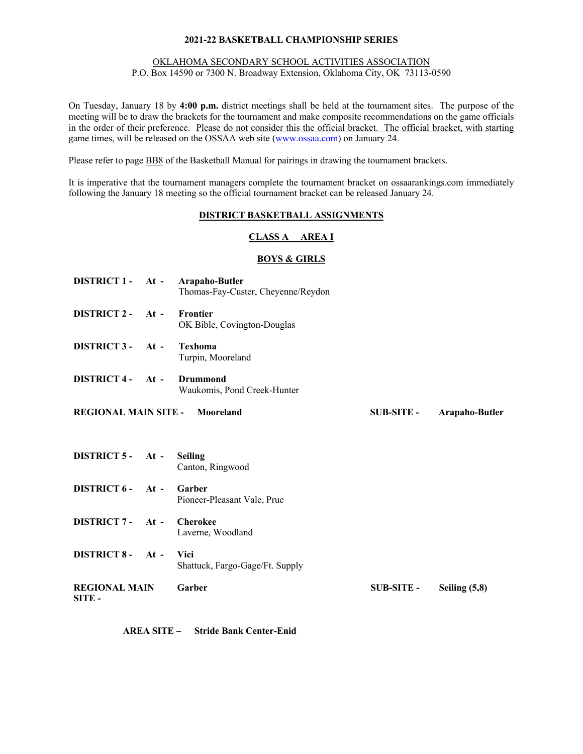**2021-22 BASKETBALL CHAMPIONSHIP SERIES**

OKLAHOMA SECONDARY SCHOOL ACTIVITIES ASSOCIATION
P.O. Box 14590 or 7300 N. Broadway Extension, Oklahoma City, OK 73113-0590

On Tuesday, January 18 by **4:00 p.m.** district meetings shall be held at the tournament sites. The purpose of the meeting will be to draw the brackets for the tournament and make composite recommendations on the game officials in the order of their preference. Please do not consider this the official bracket. The official bracket, with starting game times, will be released on the OSSAA web site (www.ossaa.com) on January 24.

Please refer to page BB8 of the Basketball Manual for pairings in drawing the tournament brackets.

It is imperative that the tournament managers complete the tournament bracket on ossaarankings.com immediately following the January 18 meeting so the official tournament bracket can be released January 24.

## DISTRICT BASKETBALL ASSIGNMENTS

### CLASS A AREA I

### BOYS & GIRLS

**DISTRICT 1 - At - Arapaho-Butler**
Thomas-Fay-Custer, Cheyenne/Reydon

**DISTRICT 2 - At - Frontier**
OK Bible, Covington-Douglas

**DISTRICT 3 - At - Texhoma**
Turpin, Mooreland

**DISTRICT 4 - At - Drummond**
Waukomis, Pond Creek-Hunter

**REGIONAL MAIN SITE - Mooreland** **SUB-SITE - Arapaho-Butler**

**DISTRICT 5 - At - Seiling**
Canton, Ringwood

**DISTRICT 6 - At - Garber**
Pioneer-Pleasant Vale, Prue

**DISTRICT 7 - At - Cherokee**
Laverne, Woodland

**DISTRICT 8 - At - Vici**
Shattuck, Fargo-Gage/Ft. Supply

**REGIONAL MAIN SITE - Garber** **SUB-SITE - Seiling (5,8)**

**AREA SITE – Stride Bank Center-Enid**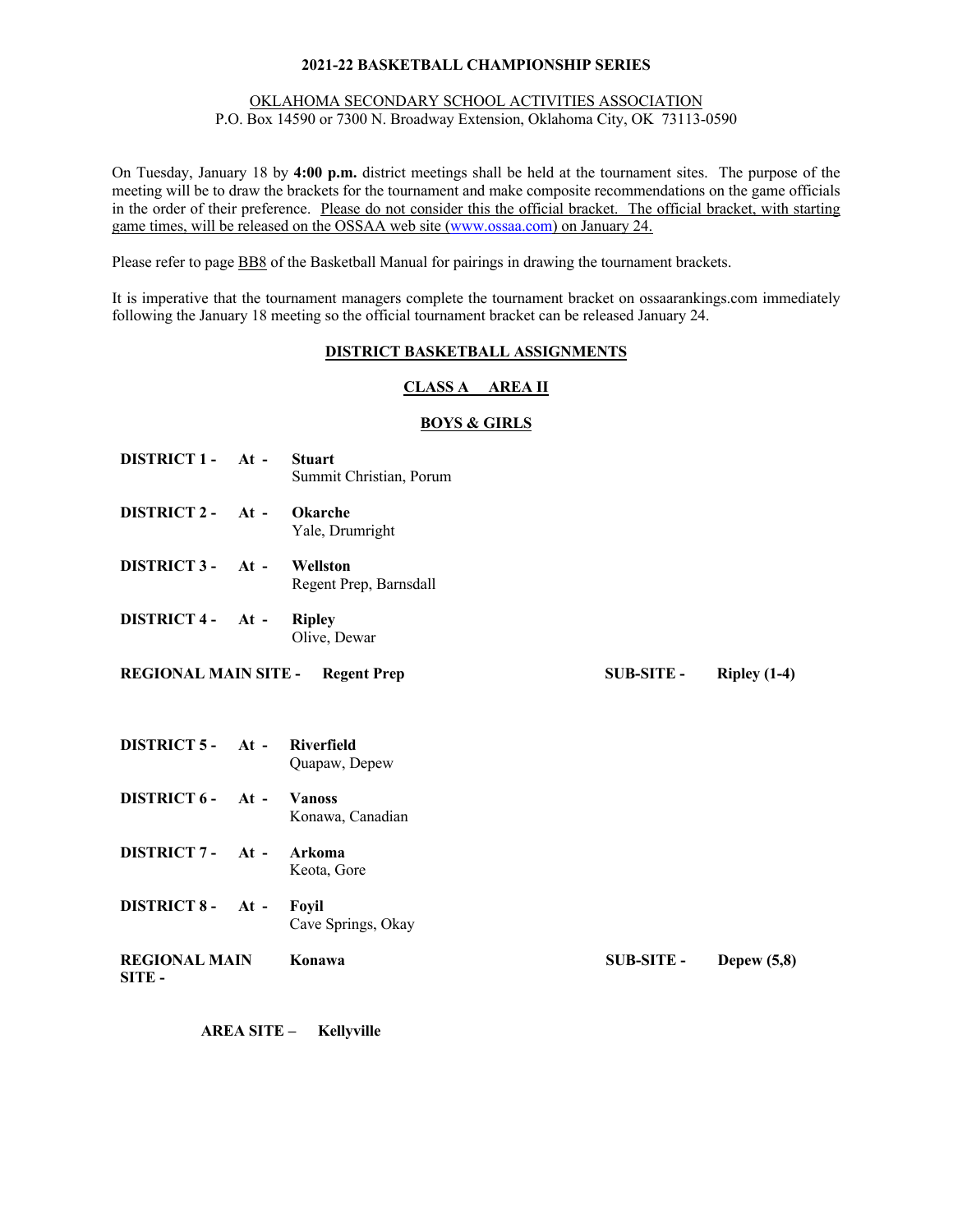**2021-22 BASKETBALL CHAMPIONSHIP SERIES**

OKLAHOMA SECONDARY SCHOOL ACTIVITIES ASSOCIATION
P.O. Box 14590 or 7300 N. Broadway Extension, Oklahoma City, OK 73113-0590

On Tuesday, January 18 by **4:00 p.m.** district meetings shall be held at the tournament sites. The purpose of the meeting will be to draw the brackets for the tournament and make composite recommendations on the game officials in the order of their preference. Please do not consider this the official bracket. The official bracket, with starting game times, will be released on the OSSAA web site (www.ossaa.com) on January 24.

Please refer to page BB8 of the Basketball Manual for pairings in drawing the tournament brackets.

It is imperative that the tournament managers complete the tournament bracket on ossaarankings.com immediately following the January 18 meeting so the official tournament bracket can be released January 24.

## DISTRICT BASKETBALL ASSIGNMENTS

### CLASS A AREA II

### BOYS & GIRLS

**DISTRICT 1 - At - Stuart**
Summit Christian, Porum

**DISTRICT 2 - At - Okarche**
Yale, Drumright

**DISTRICT 3 - At - Wellston**
Regent Prep, Barnsdall

**DISTRICT 4 - At - Ripley**
Olive, Dewar

**REGIONAL MAIN SITE - Regent Prep** | **SUB-SITE - Ripley (1-4)**

**DISTRICT 5 - At - Riverfield**
Quapaw, Depew

**DISTRICT 6 - At - Vanoss**
Konawa, Canadian

**DISTRICT 7 - At - Arkoma**
Keota, Gore

**DISTRICT 8 - At - Foyil**
Cave Springs, Okay

**REGIONAL MAIN SITE - Konawa** | **SUB-SITE - Depew (5,8)**

**AREA SITE – Kellyville**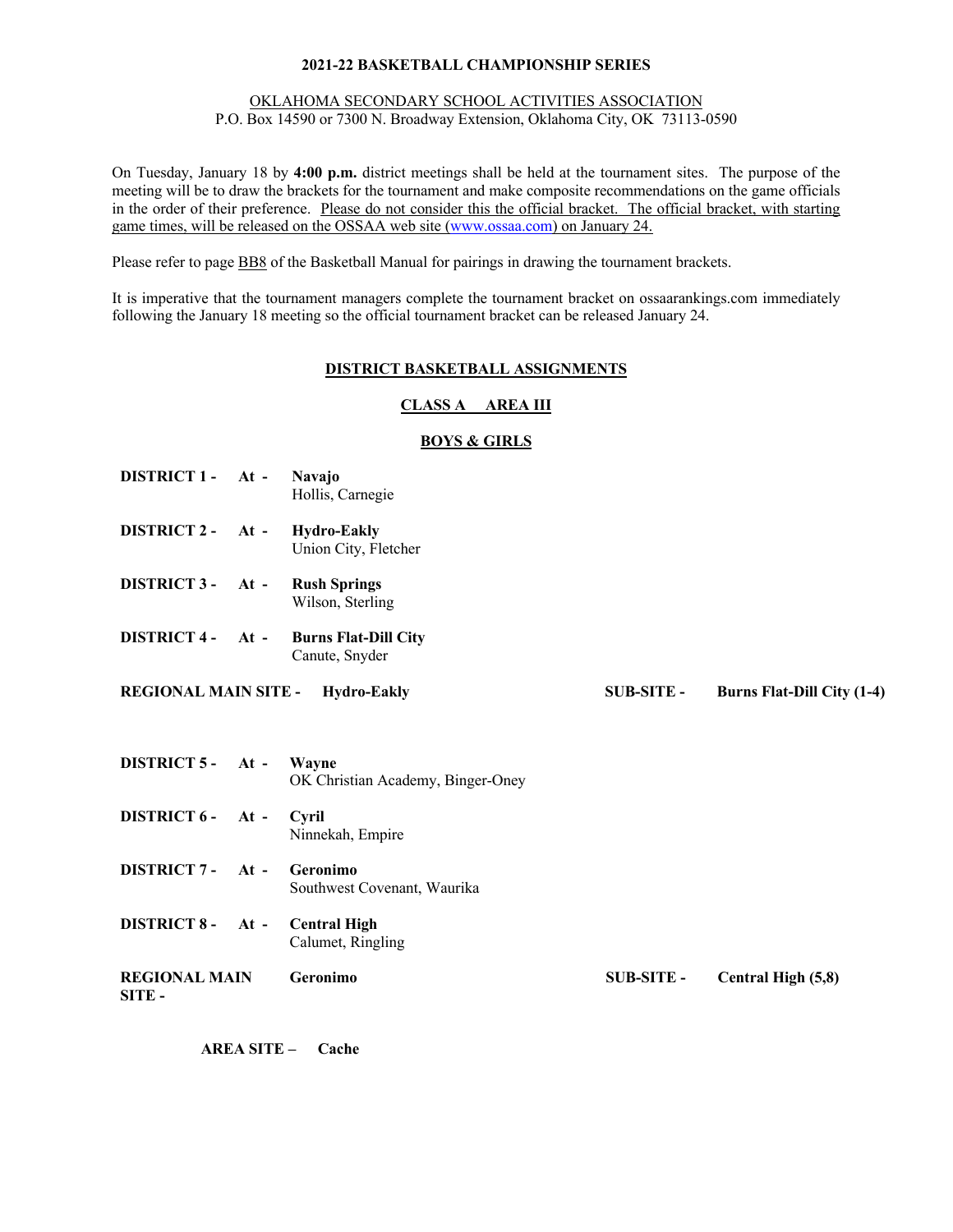**2021-22 BASKETBALL CHAMPIONSHIP SERIES**

OKLAHOMA SECONDARY SCHOOL ACTIVITIES ASSOCIATION
P.O. Box 14590 or 7300 N. Broadway Extension, Oklahoma City, OK 73113-0590

On Tuesday, January 18 by **4:00 p.m.** district meetings shall be held at the tournament sites. The purpose of the meeting will be to draw the brackets for the tournament and make composite recommendations on the game officials in the order of their preference. Please do not consider this the official bracket. The official bracket, with starting game times, will be released on the OSSAA web site (www.ossaa.com) on January 24.

Please refer to page BB8 of the Basketball Manual for pairings in drawing the tournament brackets.

It is imperative that the tournament managers complete the tournament bracket on ossaarankings.com immediately following the January 18 meeting so the official tournament bracket can be released January 24.

## DISTRICT BASKETBALL ASSIGNMENTS

### CLASS A AREA III

### BOYS & GIRLS

**DISTRICT 1 - At - Navajo**
Hollis, Carnegie

**DISTRICT 2 - At - Hydro-Eakly**
Union City, Fletcher

**DISTRICT 3 - At - Rush Springs**
Wilson, Sterling

**DISTRICT 4 - At - Burns Flat-Dill City**
Canute, Snyder

**REGIONAL MAIN SITE - Hydro-Eakly** **SUB-SITE - Burns Flat-Dill City (1-4)**

**DISTRICT 5 - At - Wayne**
OK Christian Academy, Binger-Oney

**DISTRICT 6 - At - Cyril**
Ninnekah, Empire

**DISTRICT 7 - At - Geronimo**
Southwest Covenant, Waurika

**DISTRICT 8 - At - Central High**
Calumet, Ringling

**REGIONAL MAIN SITE - Geronimo** **SUB-SITE - Central High (5,8)**

**AREA SITE – Cache**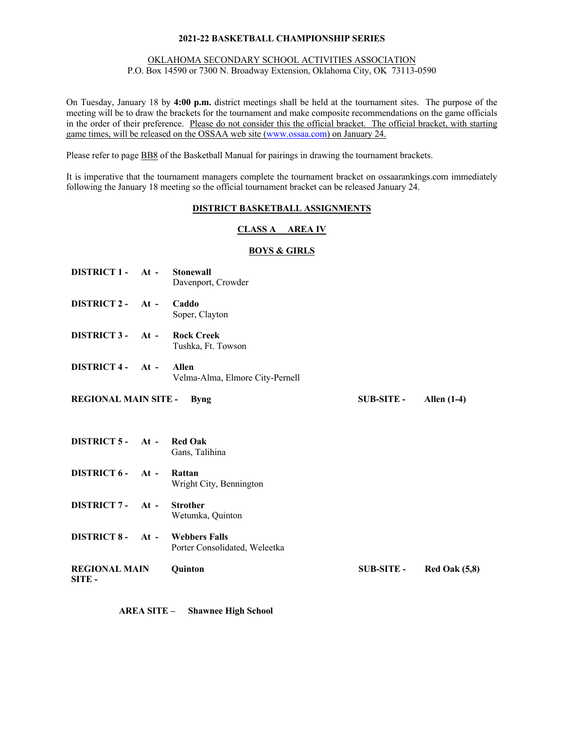**2021-22 BASKETBALL CHAMPIONSHIP SERIES**

OKLAHOMA SECONDARY SCHOOL ACTIVITIES ASSOCIATION
P.O. Box 14590 or 7300 N. Broadway Extension, Oklahoma City, OK 73113-0590

On Tuesday, January 18 by **4:00 p.m.** district meetings shall be held at the tournament sites. The purpose of the meeting will be to draw the brackets for the tournament and make composite recommendations on the game officials in the order of their preference. Please do not consider this the official bracket. The official bracket, with starting game times, will be released on the OSSAA web site (www.ossaa.com) on January 24.

Please refer to page BB8 of the Basketball Manual for pairings in drawing the tournament brackets.

It is imperative that the tournament managers complete the tournament bracket on ossaarankings.com immediately following the January 18 meeting so the official tournament bracket can be released January 24.

## DISTRICT BASKETBALL ASSIGNMENTS

### CLASS A AREA IV

### BOYS & GIRLS

**DISTRICT 1 - At - Stonewall**
Davenport, Crowder

**DISTRICT 2 - At - Caddo**
Soper, Clayton

**DISTRICT 3 - At - Rock Creek**
Tushka, Ft. Towson

**DISTRICT 4 - At - Allen**
Velma-Alma, Elmore City-Pernell

**REGIONAL MAIN SITE - Byng** **SUB-SITE - Allen (1-4)**

**DISTRICT 5 - At - Red Oak**
Gans, Talihina

**DISTRICT 6 - At - Rattan**
Wright City, Bennington

**DISTRICT 7 - At - Strother**
Wetumka, Quinton

**DISTRICT 8 - At - Webbers Falls**
Porter Consolidated, Weleetka

**REGIONAL MAIN SITE - Quinton** **SUB-SITE - Red Oak (5,8)**

**AREA SITE – Shawnee High School**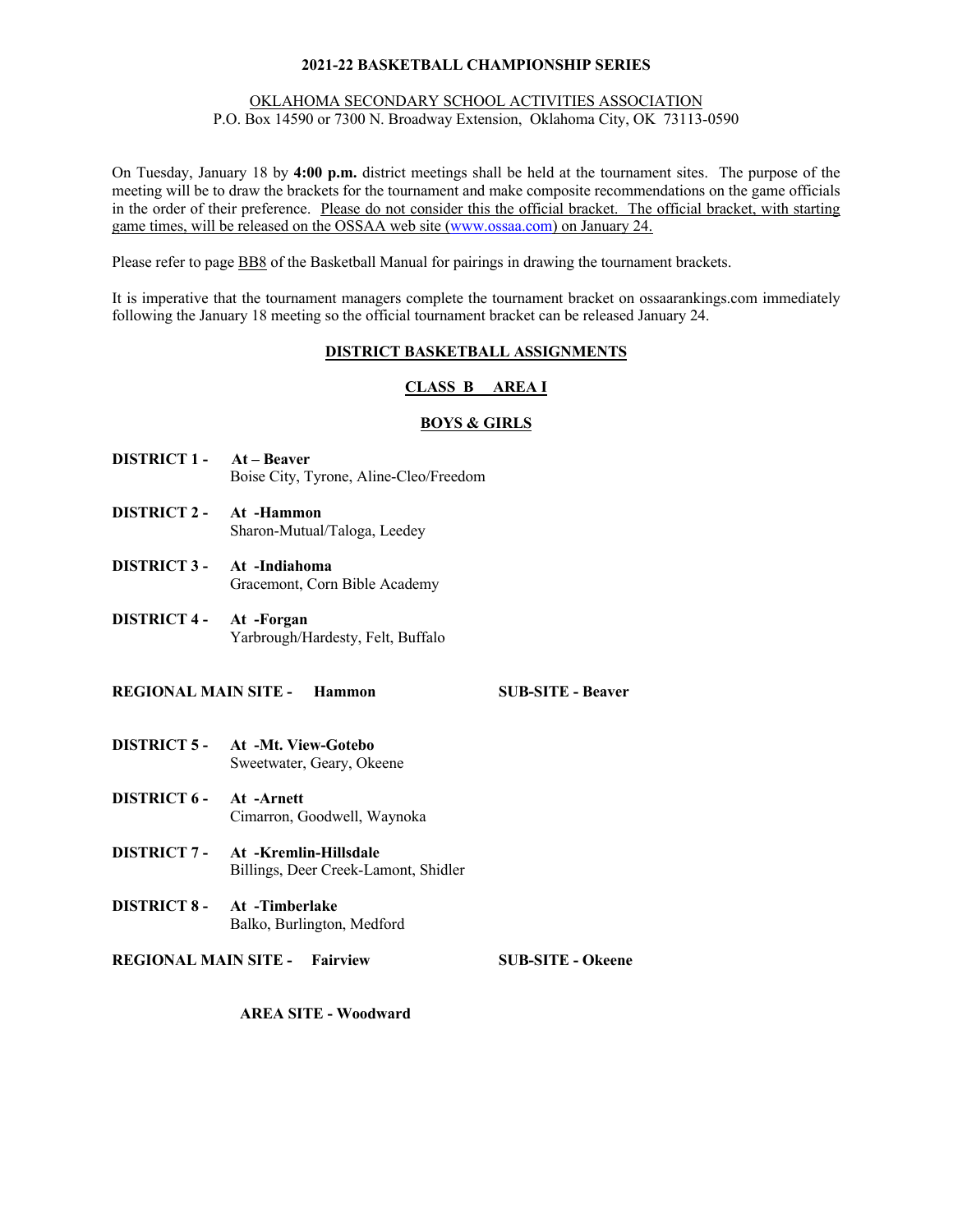**2021-22 BASKETBALL CHAMPIONSHIP SERIES**

OKLAHOMA SECONDARY SCHOOL ACTIVITIES ASSOCIATION
P.O. Box 14590 or 7300 N. Broadway Extension, Oklahoma City, OK 73113-0590

On Tuesday, January 18 by **4:00 p.m.** district meetings shall be held at the tournament sites. The purpose of the meeting will be to draw the brackets for the tournament and make composite recommendations on the game officials in the order of their preference. Please do not consider this the official bracket. The official bracket, with starting game times, will be released on the OSSAA web site (www.ossaa.com) on January 24.

Please refer to page BB8 of the Basketball Manual for pairings in drawing the tournament brackets.

It is imperative that the tournament managers complete the tournament bracket on ossaarankings.com immediately following the January 18 meeting so the official tournament bracket can be released January 24.

## DISTRICT BASKETBALL ASSIGNMENTS

### CLASS B AREA I

### BOYS & GIRLS

**DISTRICT 1 - At – Beaver**
Boise City, Tyrone, Aline-Cleo/Freedom

**DISTRICT 2 - At -Hammon**
Sharon-Mutual/Taloga, Leedey

**DISTRICT 3 - At -Indiahoma**
Gracemont, Corn Bible Academy

**DISTRICT 4 - At -Forgan**
Yarbrough/Hardesty, Felt, Buffalo

**REGIONAL MAIN SITE - Hammon** **SUB-SITE - Beaver**

**DISTRICT 5 - At -Mt. View-Gotebo**
Sweetwater, Geary, Okeene

**DISTRICT 6 - At -Arnett**
Cimarron, Goodwell, Waynoka

**DISTRICT 7 - At -Kremlin-Hillsdale**
Billings, Deer Creek-Lamont, Shidler

**DISTRICT 8 - At -Timberlake**
Balko, Burlington, Medford

**REGIONAL MAIN SITE - Fairview** **SUB-SITE - Okeene**

**AREA SITE - Woodward**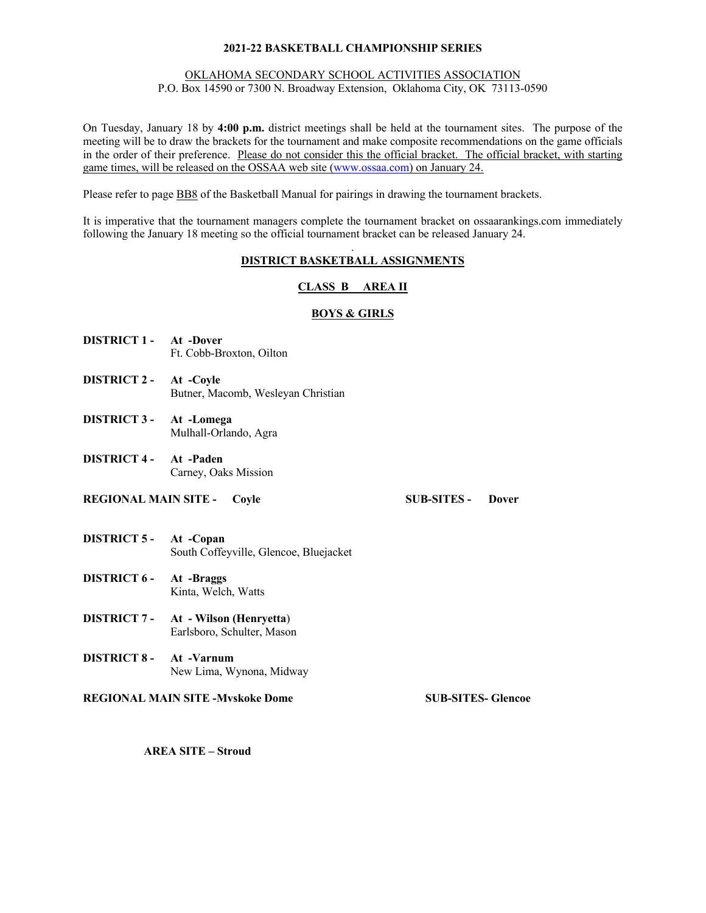**2021-22 BASKETBALL CHAMPIONSHIP SERIES**

OKLAHOMA SECONDARY SCHOOL ACTIVITIES ASSOCIATION
P.O. Box 14590 or 7300 N. Broadway Extension, Oklahoma City, OK 73113-0590

On Tuesday, January 18 by **4:00 p.m.** district meetings shall be held at the tournament sites. The purpose of the meeting will be to draw the brackets for the tournament and make composite recommendations on the game officials in the order of their preference. Please do not consider this the official bracket. The official bracket, with starting game times, will be released on the OSSAA web site (www.ossaa.com) on January 24.

Please refer to page BB8 of the Basketball Manual for pairings in drawing the tournament brackets.

It is imperative that the tournament managers complete the tournament bracket on ossaarankings.com immediately following the January 18 meeting so the official tournament bracket can be released January 24.

## DISTRICT BASKETBALL ASSIGNMENTS

### CLASS B AREA II

### BOYS & GIRLS

**DISTRICT 1 - At -Dover**
Ft. Cobb-Broxton, Oilton

**DISTRICT 2 - At -Coyle**
Butner, Macomb, Wesleyan Christian

**DISTRICT 3 - At -Lomega**
Mulhall-Orlando, Agra

**DISTRICT 4 - At -Paden**
Carney, Oaks Mission

**REGIONAL MAIN SITE - Coyle** **SUB-SITES - Dover**

**DISTRICT 5 - At -Copan**
South Coffeyville, Glencoe, Bluejacket

**DISTRICT 6 - At -Braggs**
Kinta, Welch, Watts

**DISTRICT 7 - At - Wilson (Henryetta)**
Earlsboro, Schulter, Mason

**DISTRICT 8 - At -Varnum**
New Lima, Wynona, Midway

**REGIONAL MAIN SITE -Mvskoke Dome** **SUB-SITES- Glencoe**

**AREA SITE – Stroud**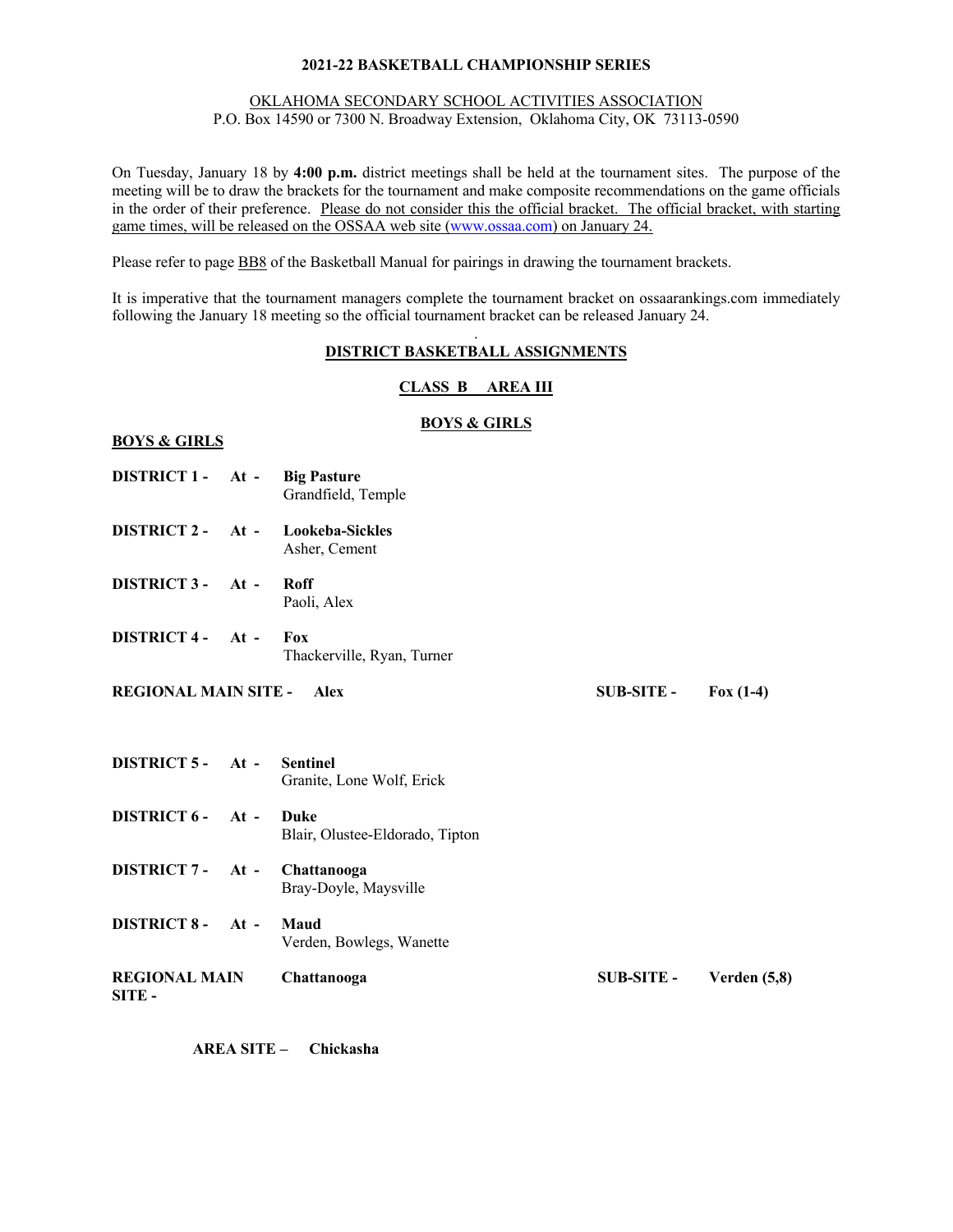**2021-22 BASKETBALL CHAMPIONSHIP SERIES**

OKLAHOMA SECONDARY SCHOOL ACTIVITIES ASSOCIATION
P.O. Box 14590 or 7300 N. Broadway Extension, Oklahoma City, OK 73113-0590

On Tuesday, January 18 by **4:00 p.m.** district meetings shall be held at the tournament sites. The purpose of the meeting will be to draw the brackets for the tournament and make composite recommendations on the game officials in the order of their preference. Please do not consider this the official bracket. The official bracket, with starting game times, will be released on the OSSAA web site (www.ossaa.com) on January 24.

Please refer to page BB8 of the Basketball Manual for pairings in drawing the tournament brackets.

It is imperative that the tournament managers complete the tournament bracket on ossaarankings.com immediately following the January 18 meeting so the official tournament bracket can be released January 24.

**DISTRICT BASKETBALL ASSIGNMENTS**

**CLASS B AREA III**

**BOYS & GIRLS**

**BOYS & GIRLS**

**DISTRICT 1 - At - Big Pasture**
Grandfield, Temple

**DISTRICT 2 - At - Lookeba-Sickles**
Asher, Cement

**DISTRICT 3 - At - Roff**
Paoli, Alex

**DISTRICT 4 - At - Fox**
Thackerville, Ryan, Turner

**REGIONAL MAIN SITE - Alex** **SUB-SITE - Fox (1-4)**

**DISTRICT 5 - At - Sentinel**
Granite, Lone Wolf, Erick

**DISTRICT 6 - At - Duke**
Blair, Olustee-Eldorado, Tipton

**DISTRICT 7 - At - Chattanooga**
Bray-Doyle, Maysville

**DISTRICT 8 - At - Maud**
Verden, Bowlegs, Wanette

**REGIONAL MAIN SITE - Chattanooga** **SUB-SITE - Verden (5,8)**

**AREA SITE – Chickasha**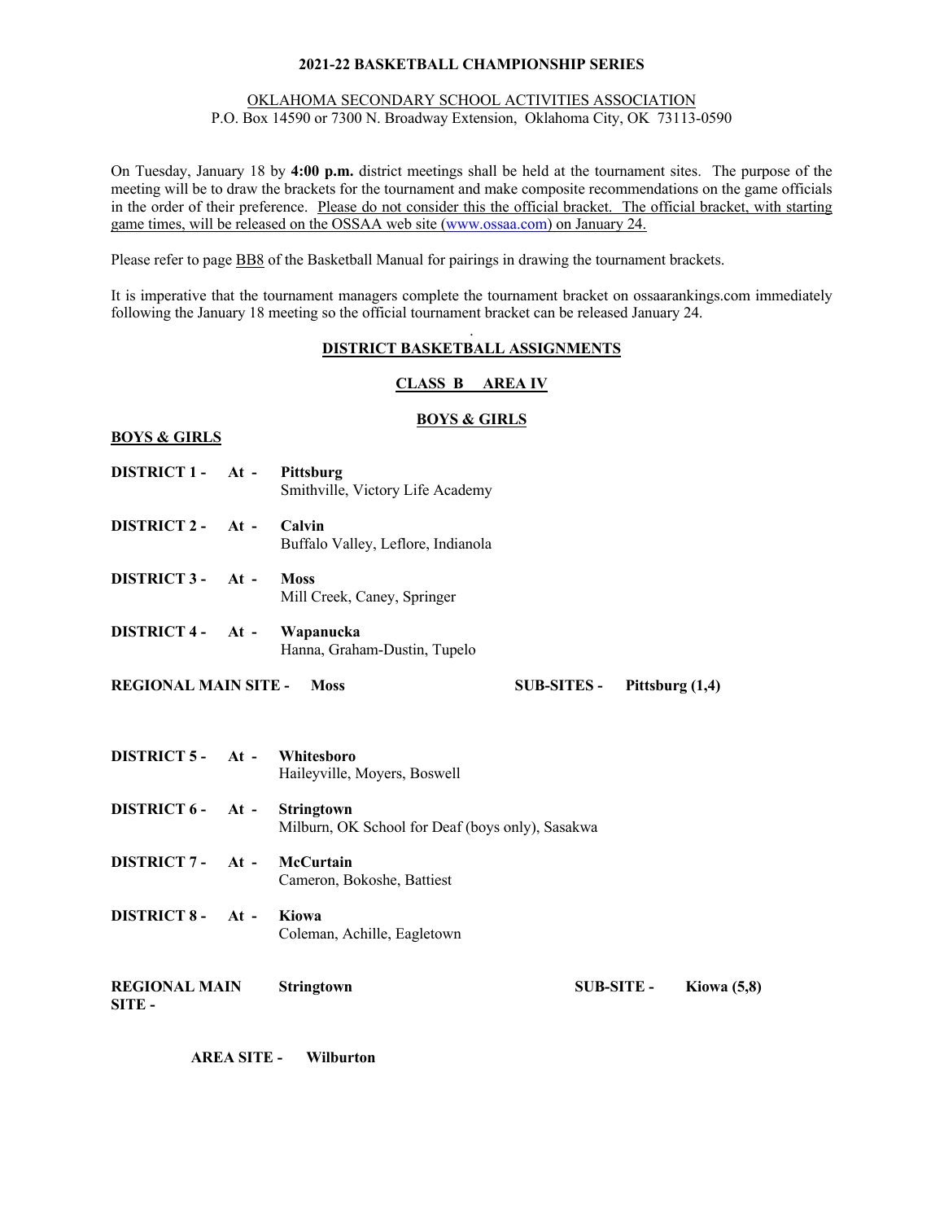**2021-22 BASKETBALL CHAMPIONSHIP SERIES**

OKLAHOMA SECONDARY SCHOOL ACTIVITIES ASSOCIATION
P.O. Box 14590 or 7300 N. Broadway Extension, Oklahoma City, OK 73113-0590

On Tuesday, January 18 by **4:00 p.m.** district meetings shall be held at the tournament sites. The purpose of the meeting will be to draw the brackets for the tournament and make composite recommendations on the game officials in the order of their preference. Please do not consider this the official bracket. The official bracket, with starting game times, will be released on the OSSAA web site (www.ossaa.com) on January 24.

Please refer to page BB8 of the Basketball Manual for pairings in drawing the tournament brackets.

It is imperative that the tournament managers complete the tournament bracket on ossaarankings.com immediately following the January 18 meeting so the official tournament bracket can be released January 24.

## DISTRICT BASKETBALL ASSIGNMENTS

### CLASS B AREA IV

### BOYS & GIRLS

**BOYS & GIRLS**

**DISTRICT 1 - At - Pittsburg**
Smithville, Victory Life Academy

**DISTRICT 2 - At - Calvin**
Buffalo Valley, Leflore, Indianola

**DISTRICT 3 - At - Moss**
Mill Creek, Caney, Springer

**DISTRICT 4 - At - Wapanucka**
Hanna, Graham-Dustin, Tupelo

**REGIONAL MAIN SITE - Moss** **SUB-SITES - Pittsburg (1,4)**

**DISTRICT 5 - At - Whitesboro**
Haileyville, Moyers, Boswell

**DISTRICT 6 - At - Stringtown**
Milburn, OK School for Deaf (boys only), Sasakwa

**DISTRICT 7 - At - McCurtain**
Cameron, Bokoshe, Battiest

**DISTRICT 8 - At - Kiowa**
Coleman, Achille, Eagletown

**REGIONAL MAIN SITE - Stringtown** **SUB-SITE - Kiowa (5,8)**

**AREA SITE - Wilburton**